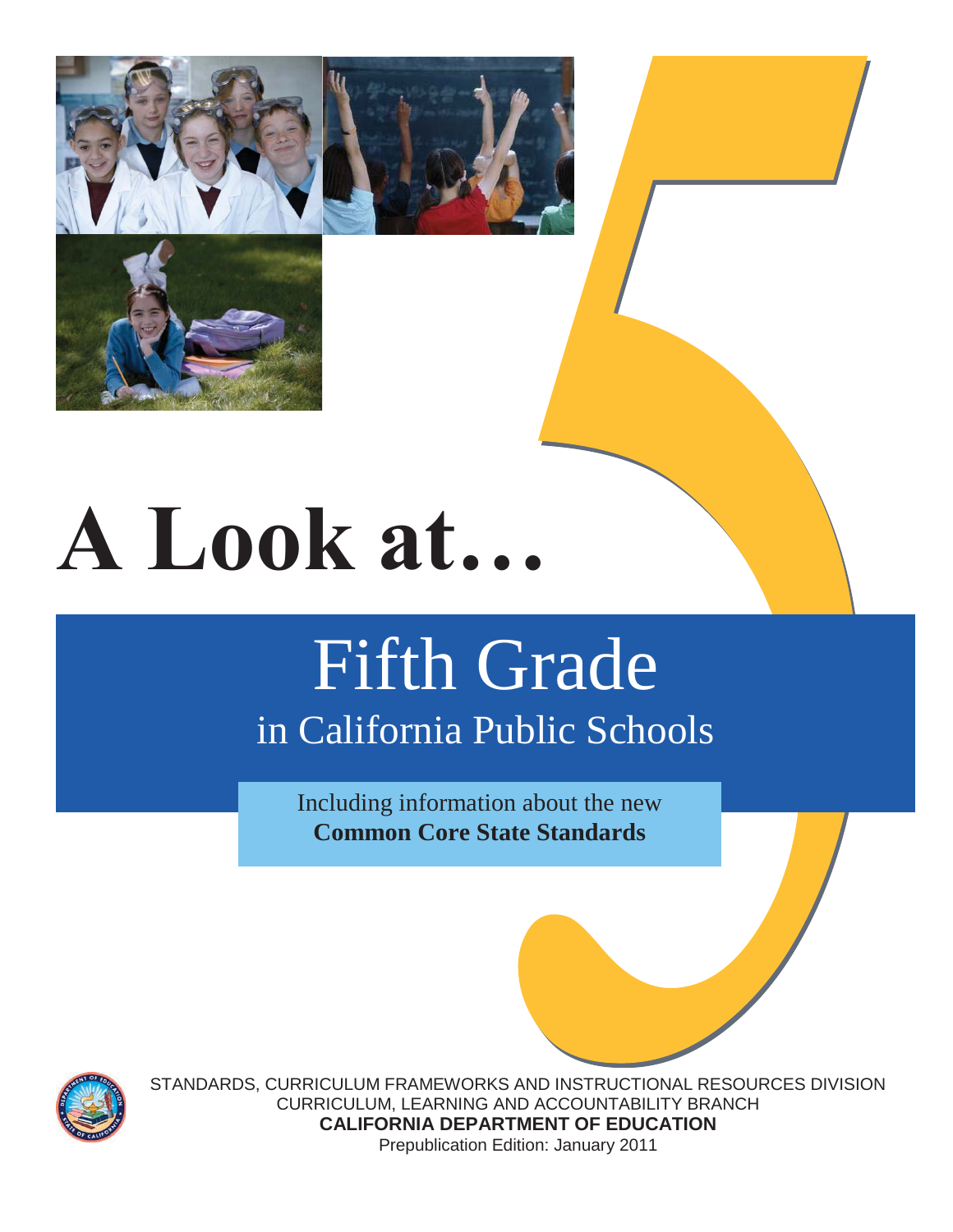# A Look at…

## Fifth Grade

### in California Public Schools

Including information about the new
**Common Core State Standards**

STANDARDS, CURRICULUM FRAMEWORKS AND INSTRUCTIONAL RESOURCES DIVISION
CURRICULUM, LEARNING AND ACCOUNTABILITY BRANCH
**CALIFORNIA DEPARTMENT OF EDUCATION**
Prepublication Edition: January 2011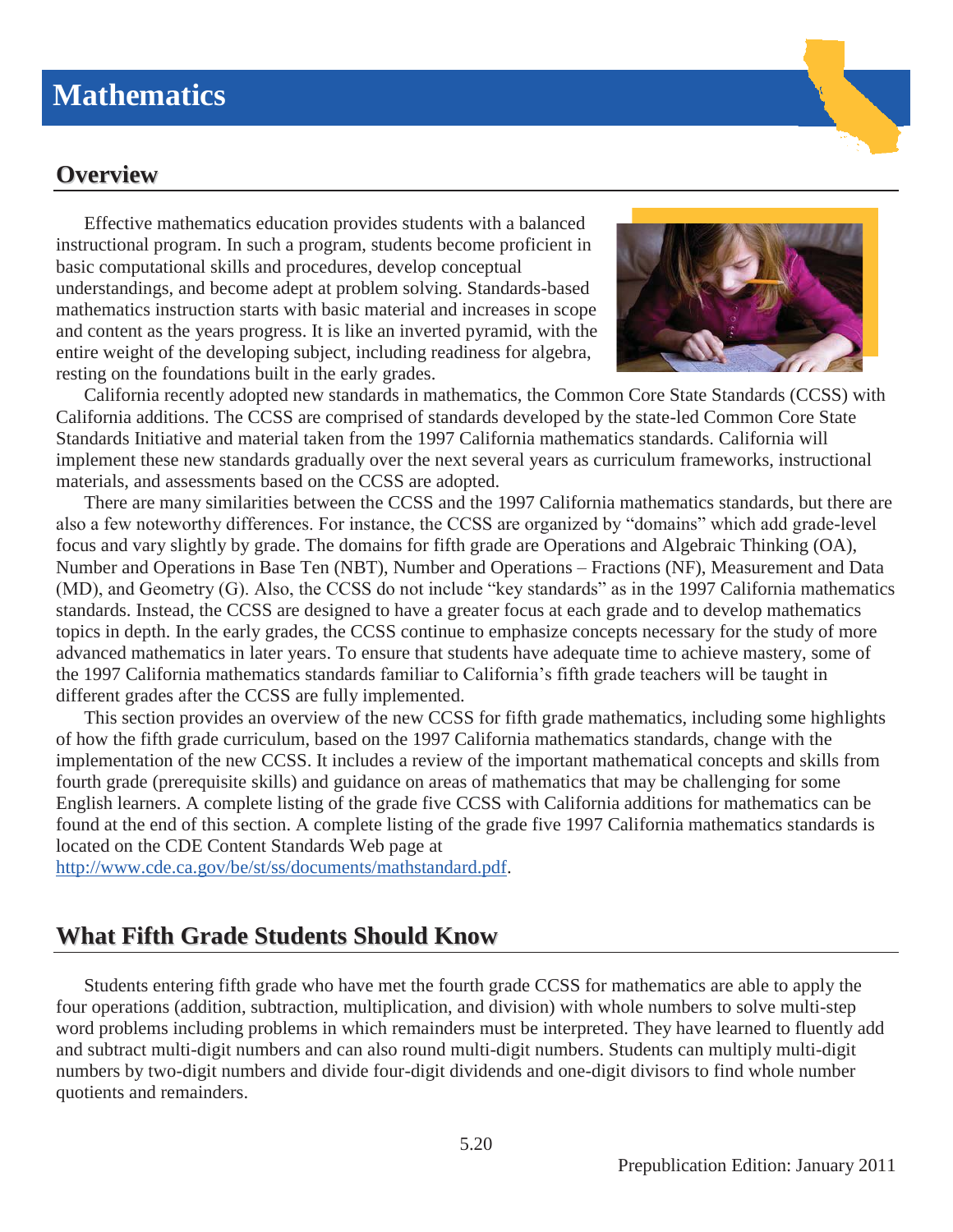# Mathematics

## Overview

Effective mathematics education provides students with a balanced instructional program. In such a program, students become proficient in basic computational skills and procedures, develop conceptual understandings, and become adept at problem solving. Standards-based mathematics instruction starts with basic material and increases in scope and content as the years progress. It is like an inverted pyramid, with the entire weight of the developing subject, including readiness for algebra, resting on the foundations built in the early grades.

California recently adopted new standards in mathematics, the Common Core State Standards (CCSS) with California additions. The CCSS are comprised of standards developed by the state-led Common Core State Standards Initiative and material taken from the 1997 California mathematics standards. California will implement these new standards gradually over the next several years as curriculum frameworks, instructional materials, and assessments based on the CCSS are adopted.

There are many similarities between the CCSS and the 1997 California mathematics standards, but there are also a few noteworthy differences. For instance, the CCSS are organized by "domains" which add grade-level focus and vary slightly by grade. The domains for fifth grade are Operations and Algebraic Thinking (OA), Number and Operations in Base Ten (NBT), Number and Operations – Fractions (NF), Measurement and Data (MD), and Geometry (G). Also, the CCSS do not include "key standards" as in the 1997 California mathematics standards. Instead, the CCSS are designed to have a greater focus at each grade and to develop mathematics topics in depth. In the early grades, the CCSS continue to emphasize concepts necessary for the study of more advanced mathematics in later years. To ensure that students have adequate time to achieve mastery, some of the 1997 California mathematics standards familiar to California's fifth grade teachers will be taught in different grades after the CCSS are fully implemented.

This section provides an overview of the new CCSS for fifth grade mathematics, including some highlights of how the fifth grade curriculum, based on the 1997 California mathematics standards, change with the implementation of the new CCSS. It includes a review of the important mathematical concepts and skills from fourth grade (prerequisite skills) and guidance on areas of mathematics that may be challenging for some English learners. A complete listing of the grade five CCSS with California additions for mathematics can be found at the end of this section. A complete listing of the grade five 1997 California mathematics standards is located on the CDE Content Standards Web page at http://www.cde.ca.gov/be/st/ss/documents/mathstandard.pdf.

## What Fifth Grade Students Should Know

Students entering fifth grade who have met the fourth grade CCSS for mathematics are able to apply the four operations (addition, subtraction, multiplication, and division) with whole numbers to solve multi-step word problems including problems in which remainders must be interpreted. They have learned to fluently add and subtract multi-digit numbers and can also round multi-digit numbers. Students can multiply multi-digit numbers by two-digit numbers and divide four-digit dividends and one-digit divisors to find whole number quotients and remainders.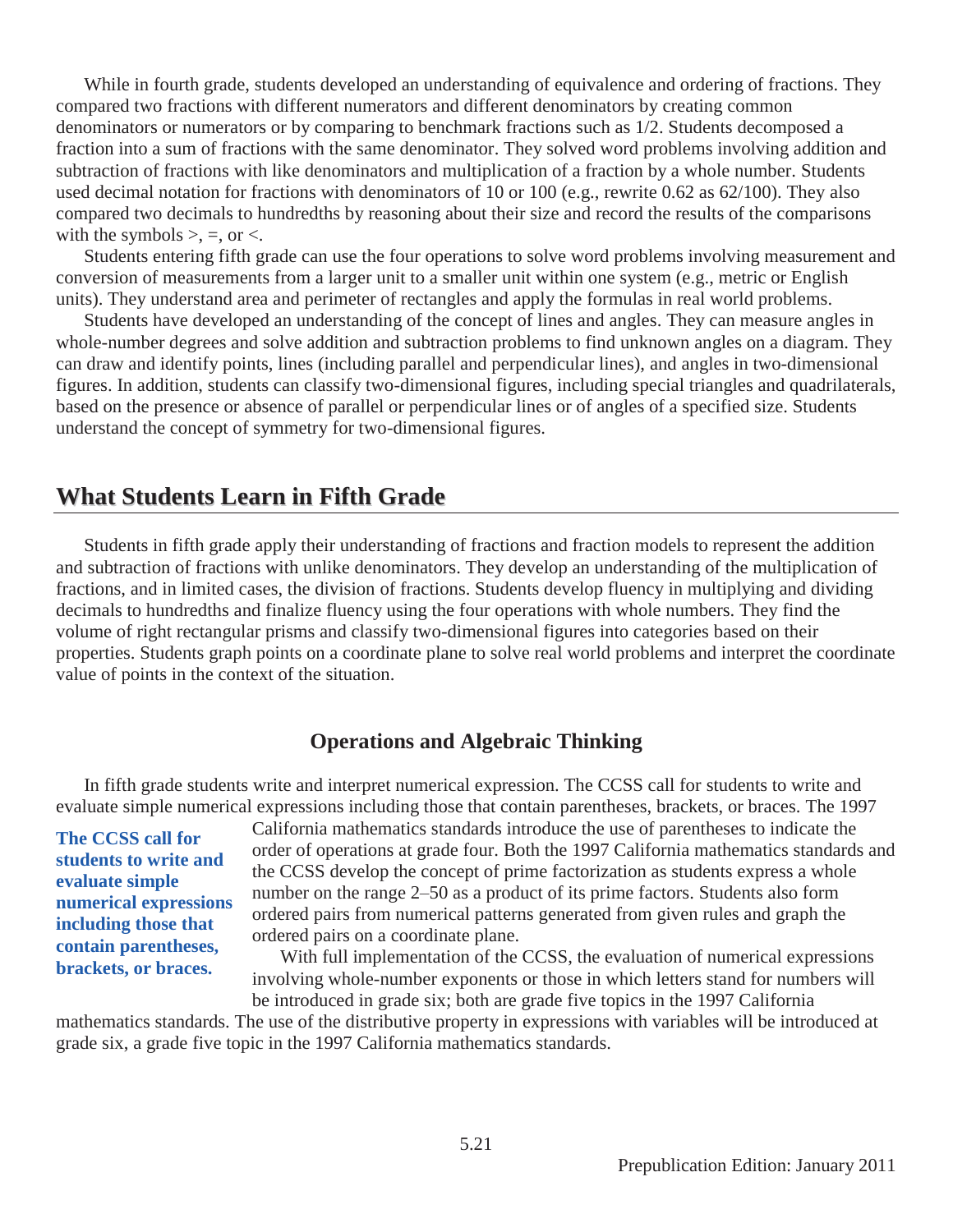While in fourth grade, students developed an understanding of equivalence and ordering of fractions. They compared two fractions with different numerators and different denominators by creating common denominators or numerators or by comparing to benchmark fractions such as 1/2. Students decomposed a fraction into a sum of fractions with the same denominator. They solved word problems involving addition and subtraction of fractions with like denominators and multiplication of a fraction by a whole number. Students used decimal notation for fractions with denominators of 10 or 100 (e.g., rewrite 0.62 as 62/100). They also compared two decimals to hundredths by reasoning about their size and record the results of the comparisons with the symbols >, =, or <.

Students entering fifth grade can use the four operations to solve word problems involving measurement and conversion of measurements from a larger unit to a smaller unit within one system (e.g., metric or English units). They understand area and perimeter of rectangles and apply the formulas in real world problems.

Students have developed an understanding of the concept of lines and angles. They can measure angles in whole-number degrees and solve addition and subtraction problems to find unknown angles on a diagram. They can draw and identify points, lines (including parallel and perpendicular lines), and angles in two-dimensional figures. In addition, students can classify two-dimensional figures, including special triangles and quadrilaterals, based on the presence or absence of parallel or perpendicular lines or of angles of a specified size. Students understand the concept of symmetry for two-dimensional figures.

## What Students Learn in Fifth Grade

Students in fifth grade apply their understanding of fractions and fraction models to represent the addition and subtraction of fractions with unlike denominators. They develop an understanding of the multiplication of fractions, and in limited cases, the division of fractions. Students develop fluency in multiplying and dividing decimals to hundredths and finalize fluency using the four operations with whole numbers. They find the volume of right rectangular prisms and classify two-dimensional figures into categories based on their properties. Students graph points on a coordinate plane to solve real world problems and interpret the coordinate value of points in the context of the situation.

### Operations and Algebraic Thinking

In fifth grade students write and interpret numerical expression. The CCSS call for students to write and evaluate simple numerical expressions including those that contain parentheses, brackets, or braces. The 1997 California mathematics standards introduce the use of parentheses to indicate the order of operations at grade four. Both the 1997 California mathematics standards and the CCSS develop the concept of prime factorization as students express a whole number on the range 2–50 as a product of its prime factors. Students also form ordered pairs from numerical patterns generated from given rules and graph the ordered pairs on a coordinate plane.

**The CCSS call for students to write and evaluate simple numerical expressions including those that contain parentheses, brackets, or braces.**

With full implementation of the CCSS, the evaluation of numerical expressions involving whole-number exponents or those in which letters stand for numbers will be introduced in grade six; both are grade five topics in the 1997 California mathematics standards. The use of the distributive property in expressions with variables will be introduced at grade six, a grade five topic in the 1997 California mathematics standards.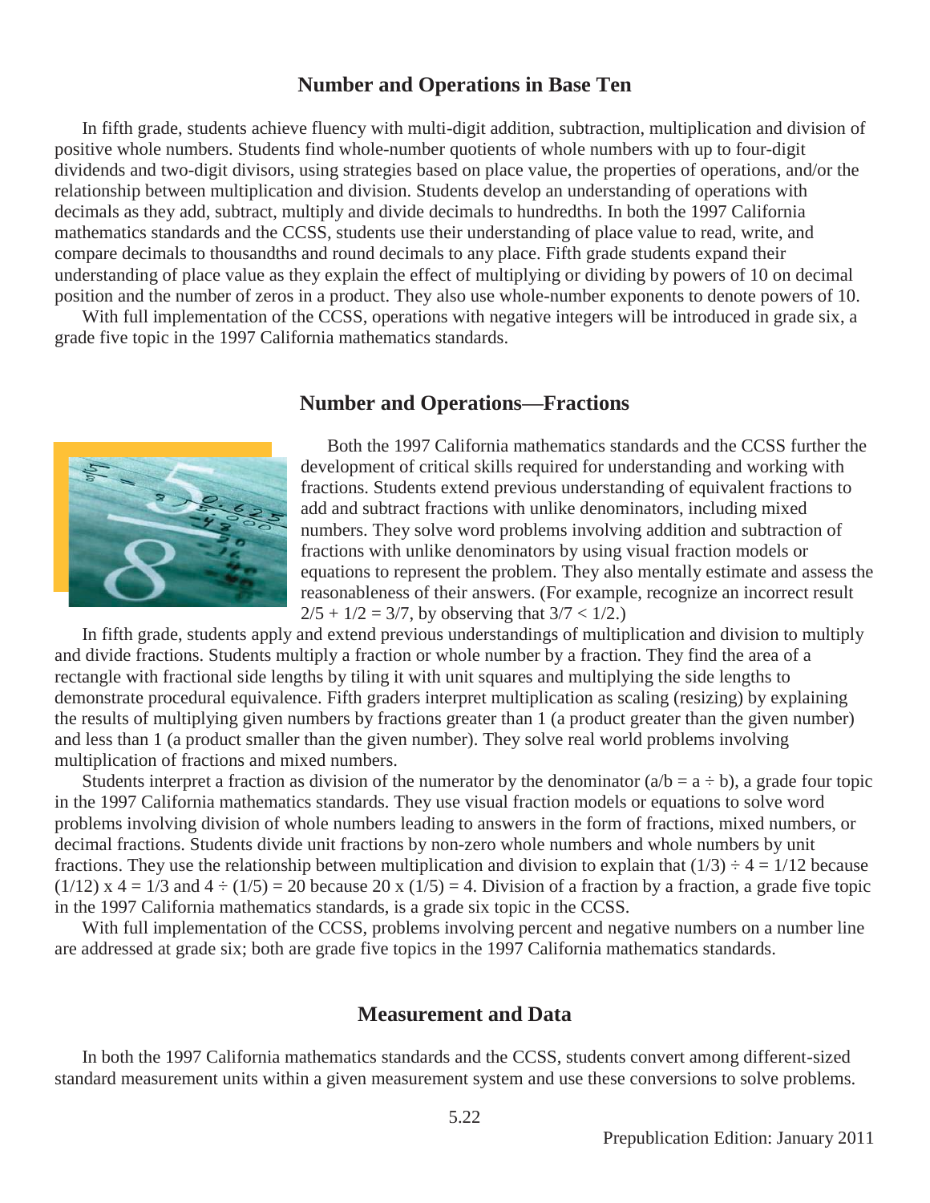## Number and Operations in Base Ten

In fifth grade, students achieve fluency with multi-digit addition, subtraction, multiplication and division of positive whole numbers. Students find whole-number quotients of whole numbers with up to four-digit dividends and two-digit divisors, using strategies based on place value, the properties of operations, and/or the relationship between multiplication and division. Students develop an understanding of operations with decimals as they add, subtract, multiply and divide decimals to hundredths. In both the 1997 California mathematics standards and the CCSS, students use their understanding of place value to read, write, and compare decimals to thousandths and round decimals to any place. Fifth grade students expand their understanding of place value as they explain the effect of multiplying or dividing by powers of 10 on decimal position and the number of zeros in a product. They also use whole-number exponents to denote powers of 10.

With full implementation of the CCSS, operations with negative integers will be introduced in grade six, a grade five topic in the 1997 California mathematics standards.

## Number and Operations—Fractions

Both the 1997 California mathematics standards and the CCSS further the development of critical skills required for understanding and working with fractions. Students extend previous understanding of equivalent fractions to add and subtract fractions with unlike denominators, including mixed numbers. They solve word problems involving addition and subtraction of fractions with unlike denominators by using visual fraction models or equations to represent the problem. They also mentally estimate and assess the reasonableness of their answers. (For example, recognize an incorrect result $2/5 + 1/2 = 3/7$, by observing that $3/7 < 1/2$.)

In fifth grade, students apply and extend previous understandings of multiplication and division to multiply and divide fractions. Students multiply a fraction or whole number by a fraction. They find the area of a rectangle with fractional side lengths by tiling it with unit squares and multiplying the side lengths to demonstrate procedural equivalence. Fifth graders interpret multiplication as scaling (resizing) by explaining the results of multiplying given numbers by fractions greater than 1 (a product greater than the given number) and less than 1 (a product smaller than the given number). They solve real world problems involving multiplication of fractions and mixed numbers.

Students interpret a fraction as division of the numerator by the denominator ($a/b = a \div b$), a grade four topic in the 1997 California mathematics standards. They use visual fraction models or equations to solve word problems involving division of whole numbers leading to answers in the form of fractions, mixed numbers, or decimal fractions. Students divide unit fractions by non-zero whole numbers and whole numbers by unit fractions. They use the relationship between multiplication and division to explain that $(1/3) \div 4 = 1/12$ because $(1/12) \times 4 = 1/3$ and $4 \div (1/5) = 20$ because $20 \times (1/5) = 4$. Division of a fraction by a fraction, a grade five topic in the 1997 California mathematics standards, is a grade six topic in the CCSS.

With full implementation of the CCSS, problems involving percent and negative numbers on a number line are addressed at grade six; both are grade five topics in the 1997 California mathematics standards.

## Measurement and Data

In both the 1997 California mathematics standards and the CCSS, students convert among different-sized standard measurement units within a given measurement system and use these conversions to solve problems.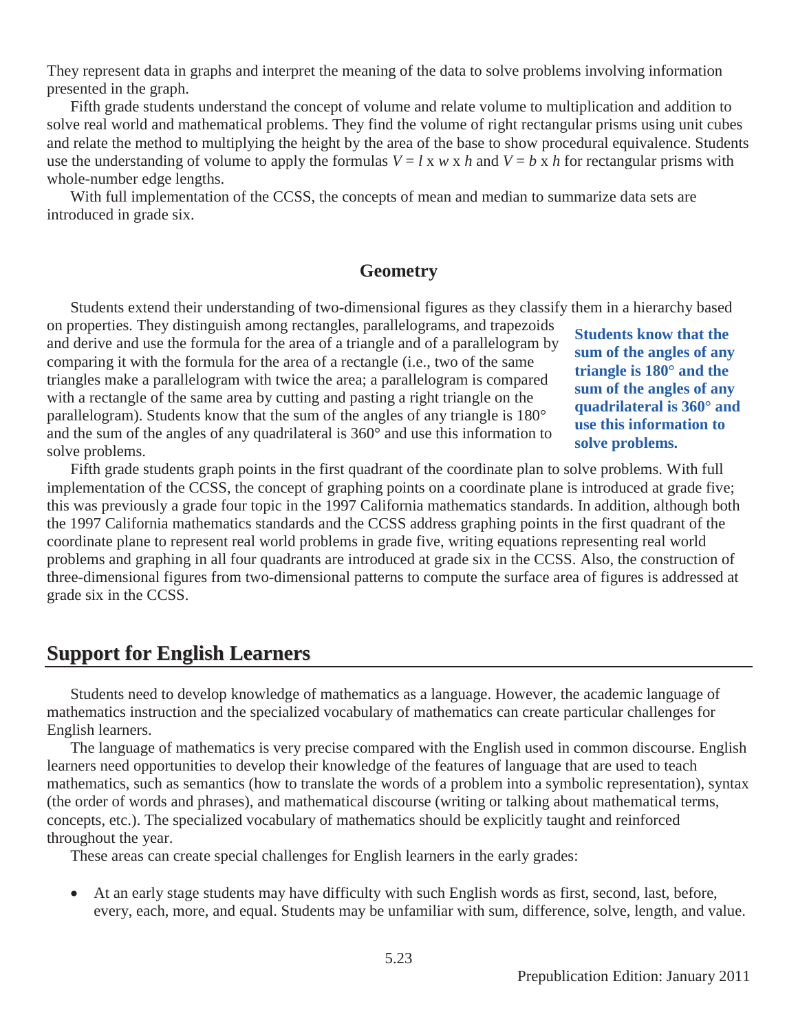They represent data in graphs and interpret the meaning of the data to solve problems involving information presented in the graph.

Fifth grade students understand the concept of volume and relate volume to multiplication and addition to solve real world and mathematical problems. They find the volume of right rectangular prisms using unit cubes and relate the method to multiplying the height by the area of the base to show procedural equivalence. Students use the understanding of volume to apply the formulas $V = l \text{ x } w \text{ x } h$ and $V = b \text{ x } h$ for rectangular prisms with whole-number edge lengths.

With full implementation of the CCSS, the concepts of mean and median to summarize data sets are introduced in grade six.

### Geometry

Students extend their understanding of two-dimensional figures as they classify them in a hierarchy based on properties. They distinguish among rectangles, parallelograms, and trapezoids and derive and use the formula for the area of a triangle and of a parallelogram by comparing it with the formula for the area of a rectangle (i.e., two of the same triangles make a parallelogram with twice the area; a parallelogram is compared with a rectangle of the same area by cutting and pasting a right triangle on the parallelogram). Students know that the sum of the angles of any triangle is 180° and the sum of the angles of any quadrilateral is 360° and use this information to solve problems.

**Students know that the sum of the angles of any triangle is 180° and the sum of the angles of any quadrilateral is 360° and use this information to solve problems.**

Fifth grade students graph points in the first quadrant of the coordinate plan to solve problems. With full implementation of the CCSS, the concept of graphing points on a coordinate plane is introduced at grade five; this was previously a grade four topic in the 1997 California mathematics standards. In addition, although both the 1997 California mathematics standards and the CCSS address graphing points in the first quadrant of the coordinate plane to represent real world problems in grade five, writing equations representing real world problems and graphing in all four quadrants are introduced at grade six in the CCSS. Also, the construction of three-dimensional figures from two-dimensional patterns to compute the surface area of figures is addressed at grade six in the CCSS.

## Support for English Learners

Students need to develop knowledge of mathematics as a language. However, the academic language of mathematics instruction and the specialized vocabulary of mathematics can create particular challenges for English learners.

The language of mathematics is very precise compared with the English used in common discourse. English learners need opportunities to develop their knowledge of the features of language that are used to teach mathematics, such as semantics (how to translate the words of a problem into a symbolic representation), syntax (the order of words and phrases), and mathematical discourse (writing or talking about mathematical terms, concepts, etc.). The specialized vocabulary of mathematics should be explicitly taught and reinforced throughout the year.

These areas can create special challenges for English learners in the early grades:

- At an early stage students may have difficulty with such English words as first, second, last, before, every, each, more, and equal. Students may be unfamiliar with sum, difference, solve, length, and value.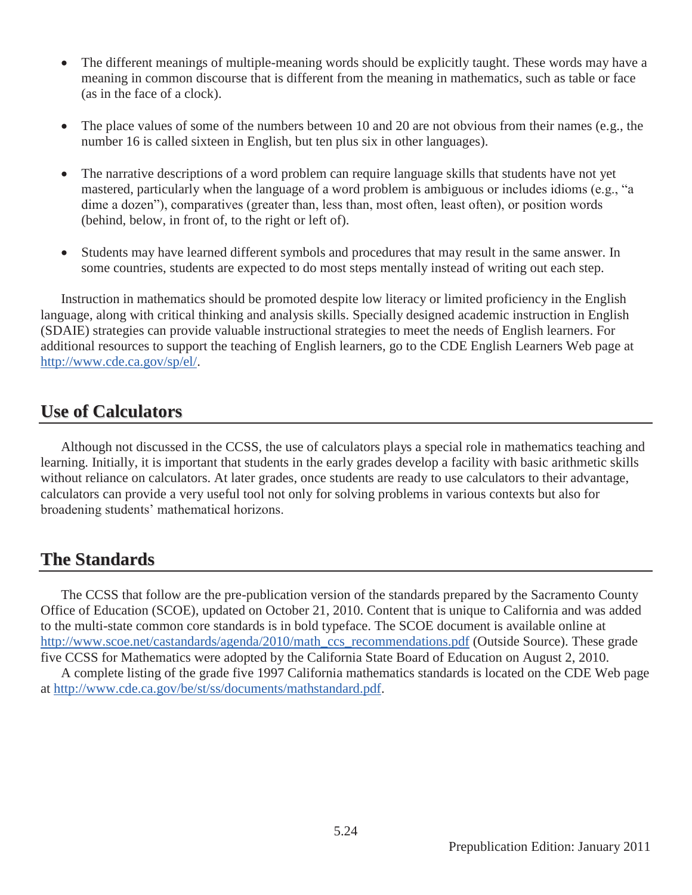- The different meanings of multiple-meaning words should be explicitly taught. These words may have a meaning in common discourse that is different from the meaning in mathematics, such as table or face (as in the face of a clock).

- The place values of some of the numbers between 10 and 20 are not obvious from their names (e.g., the number 16 is called sixteen in English, but ten plus six in other languages).

- The narrative descriptions of a word problem can require language skills that students have not yet mastered, particularly when the language of a word problem is ambiguous or includes idioms (e.g., "a dime a dozen"), comparatives (greater than, less than, most often, least often), or position words (behind, below, in front of, to the right or left of).

- Students may have learned different symbols and procedures that may result in the same answer. In some countries, students are expected to do most steps mentally instead of writing out each step.

Instruction in mathematics should be promoted despite low literacy or limited proficiency in the English language, along with critical thinking and analysis skills. Specially designed academic instruction in English (SDAIE) strategies can provide valuable instructional strategies to meet the needs of English learners. For additional resources to support the teaching of English learners, go to the CDE English Learners Web page at http://www.cde.ca.gov/sp/el/.

## Use of Calculators

Although not discussed in the CCSS, the use of calculators plays a special role in mathematics teaching and learning. Initially, it is important that students in the early grades develop a facility with basic arithmetic skills without reliance on calculators. At later grades, once students are ready to use calculators to their advantage, calculators can provide a very useful tool not only for solving problems in various contexts but also for broadening students' mathematical horizons.

## The Standards

The CCSS that follow are the pre-publication version of the standards prepared by the Sacramento County Office of Education (SCOE), updated on October 21, 2010. Content that is unique to California and was added to the multi-state common core standards is in bold typeface. The SCOE document is available online at http://www.scoe.net/castandards/agenda/2010/math_ccs_recommendations.pdf (Outside Source). These grade five CCSS for Mathematics were adopted by the California State Board of Education on August 2, 2010.

A complete listing of the grade five 1997 California mathematics standards is located on the CDE Web page at http://www.cde.ca.gov/be/st/ss/documents/mathstandard.pdf.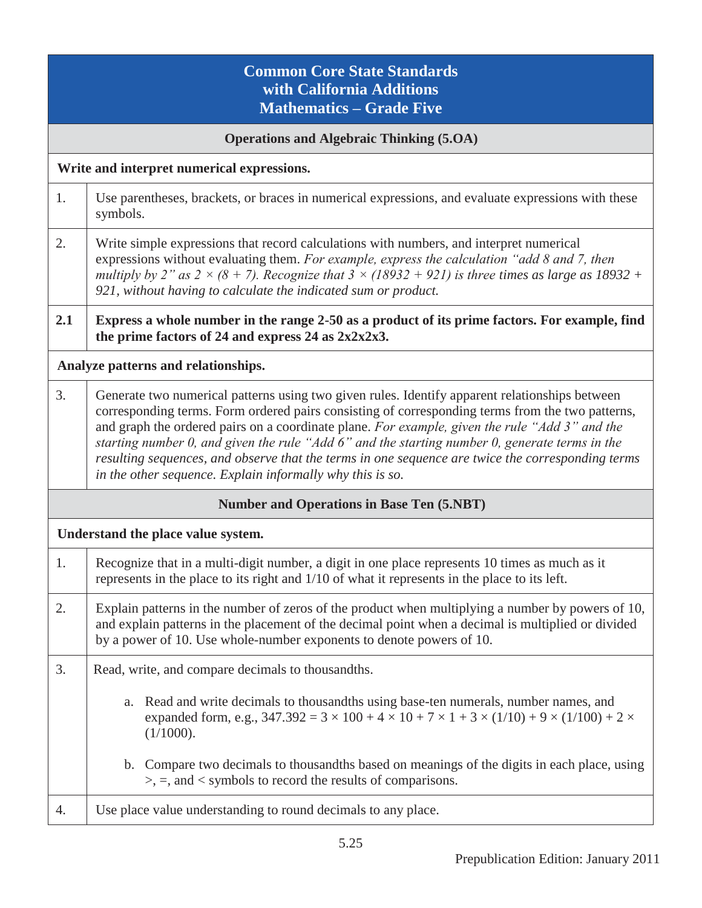# Common Core State Standards with California Additions Mathematics – Grade Five

## Operations and Algebraic Thinking (5.OA)

### Write and interpret numerical expressions.

1. Use parentheses, brackets, or braces in numerical expressions, and evaluate expressions with these symbols.

2. Write simple expressions that record calculations with numbers, and interpret numerical expressions without evaluating them. *For example, express the calculation "add 8 and 7, then multiply by 2" as $2 \times (8 + 7)$. Recognize that $3 \times (18932 + 921)$ is three times as large as $18932 + 921$, without having to calculate the indicated sum or product.*

**2.1 Express a whole number in the range 2-50 as a product of its prime factors. For example, find the prime factors of 24 and express 24 as 2x2x2x3.**

### Analyze patterns and relationships.

3. Generate two numerical patterns using two given rules. Identify apparent relationships between corresponding terms. Form ordered pairs consisting of corresponding terms from the two patterns, and graph the ordered pairs on a coordinate plane. *For example, given the rule "Add 3" and the starting number 0, and given the rule "Add 6" and the starting number 0, generate terms in the resulting sequences, and observe that the terms in one sequence are twice the corresponding terms in the other sequence. Explain informally why this is so.*

## Number and Operations in Base Ten (5.NBT)

### Understand the place value system.

1. Recognize that in a multi-digit number, a digit in one place represents 10 times as much as it represents in the place to its right and 1/10 of what it represents in the place to its left.

2. Explain patterns in the number of zeros of the product when multiplying a number by powers of 10, and explain patterns in the placement of the decimal point when a decimal is multiplied or divided by a power of 10. Use whole-number exponents to denote powers of 10.

3. Read, write, and compare decimals to thousandths.

   a. Read and write decimals to thousandths using base-ten numerals, number names, and expanded form, e.g., $347.392 = 3 \times 100 + 4 \times 10 + 7 \times 1 + 3 \times (1/10) + 9 \times (1/100) + 2 \times (1/1000)$.

   b. Compare two decimals to thousandths based on meanings of the digits in each place, using >, =, and < symbols to record the results of comparisons.

4. Use place value understanding to round decimals to any place.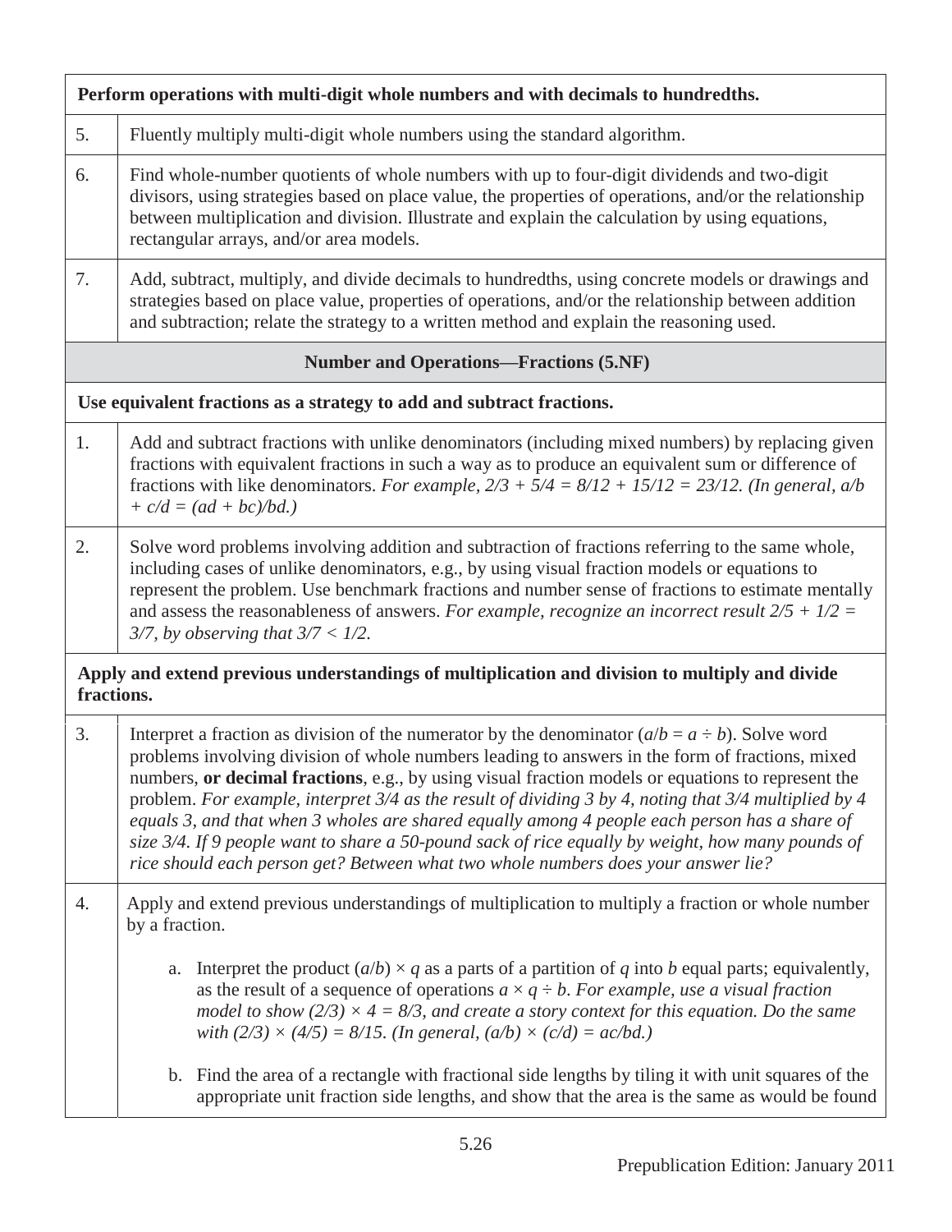| Perform operations with multi-digit whole numbers and with decimals to hundredths. | |
|---|---|
| 5. | Fluently multiply multi-digit whole numbers using the standard algorithm. |
| 6. | Find whole-number quotients of whole numbers with up to four-digit dividends and two-digit divisors, using strategies based on place value, the properties of operations, and/or the relationship between multiplication and division. Illustrate and explain the calculation by using equations, rectangular arrays, and/or area models. |
| 7. | Add, subtract, multiply, and divide decimals to hundredths, using concrete models or drawings and strategies based on place value, properties of operations, and/or the relationship between addition and subtraction; relate the strategy to a written method and explain the reasoning used. |
| **Number and Operations—Fractions (5.NF)** | |
| **Use equivalent fractions as a strategy to add and subtract fractions.** | |
| 1. | Add and subtract fractions with unlike denominators (including mixed numbers) by replacing given fractions with equivalent fractions in such a way as to produce an equivalent sum or difference of fractions with like denominators. *For example, $2/3 + 5/4 = 8/12 + 15/12 = 23/12$. (In general, $a/b + c/d = (ad + bc)/bd$.)* |
| 2. | Solve word problems involving addition and subtraction of fractions referring to the same whole, including cases of unlike denominators, e.g., by using visual fraction models or equations to represent the problem. Use benchmark fractions and number sense of fractions to estimate mentally and assess the reasonableness of answers. *For example, recognize an incorrect result $2/5 + 1/2 = 3/7$, by observing that $3/7 < 1/2$.* |
| **Apply and extend previous understandings of multiplication and division to multiply and divide fractions.** | |
| 3. | Interpret a fraction as division of the numerator by the denominator ($a/b = a \div b$). Solve word problems involving division of whole numbers leading to answers in the form of fractions, mixed numbers, **or decimal fractions**, e.g., by using visual fraction models or equations to represent the problem. *For example, interpret 3/4 as the result of dividing 3 by 4, noting that 3/4 multiplied by 4 equals 3, and that when 3 wholes are shared equally among 4 people each person has a share of size 3/4. If 9 people want to share a 50-pound sack of rice equally by weight, how many pounds of rice should each person get? Between what two whole numbers does your answer lie?* |
| 4. | Apply and extend previous understandings of multiplication to multiply a fraction or whole number by a fraction.<br><br>a. Interpret the product $(a/b) \times q$ as a parts of a partition of $q$ into $b$ equal parts; equivalently, as the result of a sequence of operations $a \times q \div b$. *For example, use a visual fraction model to show $(2/3) \times 4 = 8/3$, and create a story context for this equation. Do the same with $(2/3) \times (4/5) = 8/15$. (In general, $(a/b) \times (c/d) = ac/bd$.)*<br><br>b. Find the area of a rectangle with fractional side lengths by tiling it with unit squares of the appropriate unit fraction side lengths, and show that the area is the same as would be found |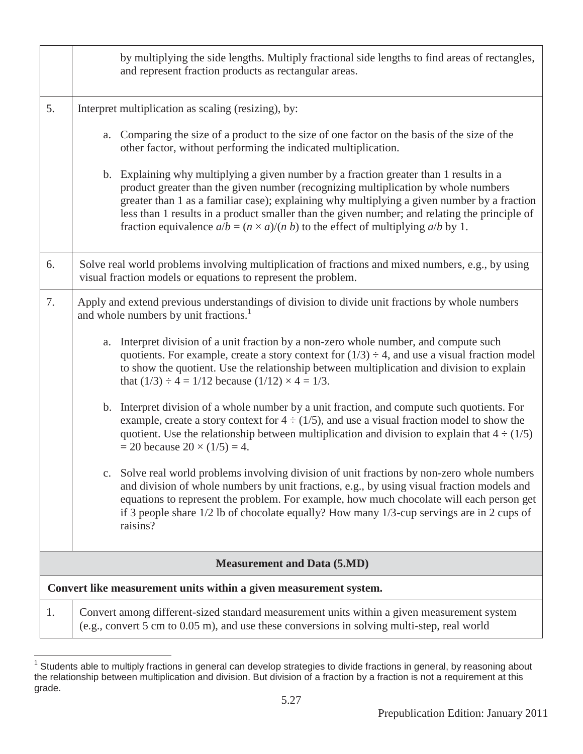| | |
|---|---|
| | by multiplying the side lengths. Multiply fractional side lengths to find areas of rectangles, and represent fraction products as rectangular areas. |
| 5. | Interpret multiplication as scaling (resizing), by:<br><br>a. Comparing the size of a product to the size of one factor on the basis of the size of the other factor, without performing the indicated multiplication.<br><br>b. Explaining why multiplying a given number by a fraction greater than 1 results in a product greater than the given number (recognizing multiplication by whole numbers greater than 1 as a familiar case); explaining why multiplying a given number by a fraction less than 1 results in a product smaller than the given number; and relating the principle of fraction equivalence $a/b = (n \times a)/(n\ b)$ to the effect of multiplying $a/b$ by 1. |
| 6. | Solve real world problems involving multiplication of fractions and mixed numbers, e.g., by using visual fraction models or equations to represent the problem. |
| 7. | Apply and extend previous understandings of division to divide unit fractions by whole numbers and whole numbers by unit fractions.[1]<br><br>a. Interpret division of a unit fraction by a non-zero whole number, and compute such quotients. For example, create a story context for $(1/3) \div 4$, and use a visual fraction model to show the quotient. Use the relationship between multiplication and division to explain that $(1/3) \div 4 = 1/12$ because $(1/12) \times 4 = 1/3$.<br><br>b. Interpret division of a whole number by a unit fraction, and compute such quotients. For example, create a story context for $4 \div (1/5)$, and use a visual fraction model to show the quotient. Use the relationship between multiplication and division to explain that $4 \div (1/5) = 20$ because $20 \times (1/5) = 4$.<br><br>c. Solve real world problems involving division of unit fractions by non-zero whole numbers and division of whole numbers by unit fractions, e.g., by using visual fraction models and equations to represent the problem. For example, how much chocolate will each person get if 3 people share 1/2 lb of chocolate equally? How many 1/3-cup servings are in 2 cups of raisins? |
| **Measurement and Data (5.MD)** | |
| **Convert like measurement units within a given measurement system.** | |
| 1. | Convert among different-sized standard measurement units within a given measurement system (e.g., convert 5 cm to 0.05 m), and use these conversions in solving multi-step, real world |

[1] Students able to multiply fractions in general can develop strategies to divide fractions in general, by reasoning about the relationship between multiplication and division. But division of a fraction by a fraction is not a requirement at this grade.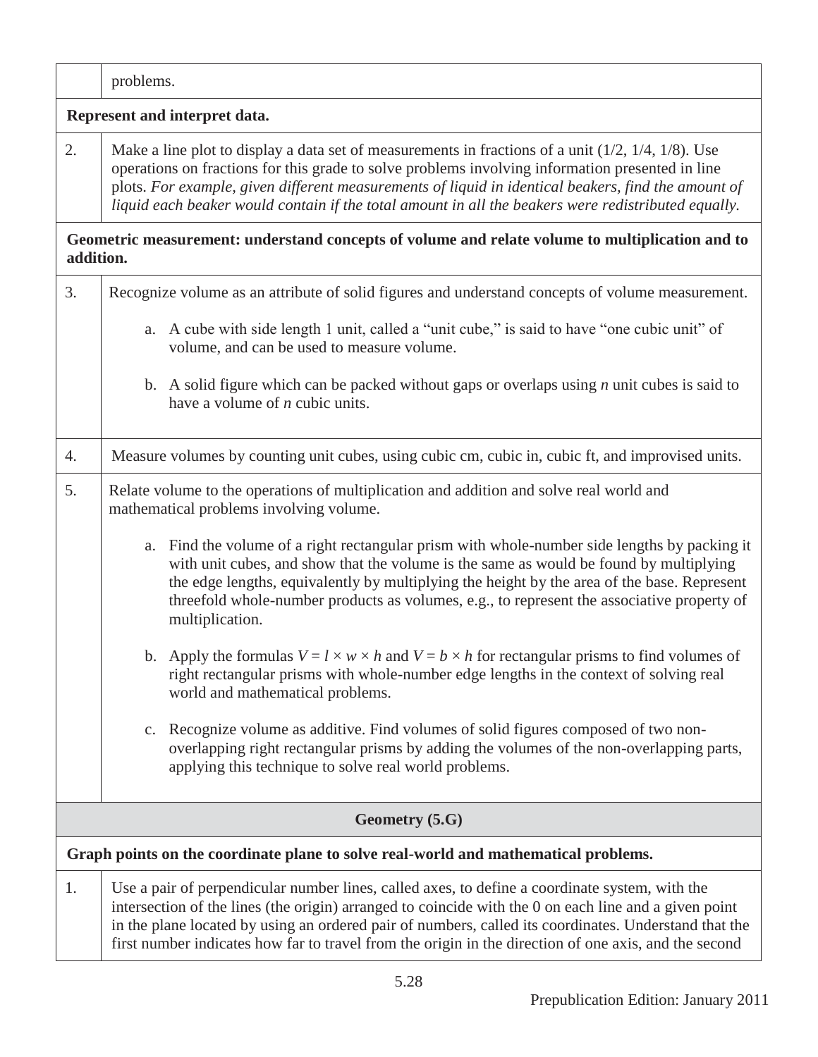| | |
|---|---|
| | problems. |
| **Represent and interpret data.** | |
| 2. | Make a line plot to display a data set of measurements in fractions of a unit (1/2, 1/4, 1/8). Use operations on fractions for this grade to solve problems involving information presented in line plots. *For example, given different measurements of liquid in identical beakers, find the amount of liquid each beaker would contain if the total amount in all the beakers were redistributed equally.* |
| **Geometric measurement: understand concepts of volume and relate volume to multiplication and to addition.** | |
| 3. | Recognize volume as an attribute of solid figures and understand concepts of volume measurement.<br><br>a. A cube with side length 1 unit, called a “unit cube,” is said to have “one cubic unit” of volume, and can be used to measure volume.<br><br>b. A solid figure which can be packed without gaps or overlaps using $n$ unit cubes is said to have a volume of $n$ cubic units. |
| 4. | Measure volumes by counting unit cubes, using cubic cm, cubic in, cubic ft, and improvised units. |
| 5. | Relate volume to the operations of multiplication and addition and solve real world and mathematical problems involving volume.<br><br>a. Find the volume of a right rectangular prism with whole-number side lengths by packing it with unit cubes, and show that the volume is the same as would be found by multiplying the edge lengths, equivalently by multiplying the height by the area of the base. Represent threefold whole-number products as volumes, e.g., to represent the associative property of multiplication.<br><br>b. Apply the formulas $V = l \times w \times h$ and $V = b \times h$ for rectangular prisms to find volumes of right rectangular prisms with whole-number edge lengths in the context of solving real world and mathematical problems.<br><br>c. Recognize volume as additive. Find volumes of solid figures composed of two non-overlapping right rectangular prisms by adding the volumes of the non-overlapping parts, applying this technique to solve real world problems. |
| **Geometry (5.G)** | |
| **Graph points on the coordinate plane to solve real-world and mathematical problems.** | |
| 1. | Use a pair of perpendicular number lines, called axes, to define a coordinate system, with the intersection of the lines (the origin) arranged to coincide with the 0 on each line and a given point in the plane located by using an ordered pair of numbers, called its coordinates. Understand that the first number indicates how far to travel from the origin in the direction of one axis, and the second |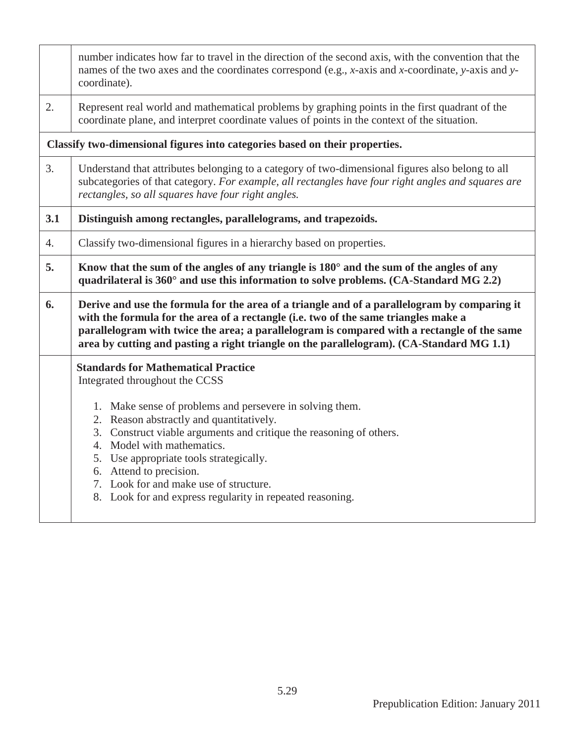| | |
|---|---|
| | number indicates how far to travel in the direction of the second axis, with the convention that the names of the two axes and the coordinates correspond (e.g., *x*-axis and *x*-coordinate, *y*-axis and *y*-coordinate). |
| 2. | Represent real world and mathematical problems by graphing points in the first quadrant of the coordinate plane, and interpret coordinate values of points in the context of the situation. |
| **Classify two-dimensional figures into categories based on their properties.** | |
| 3. | Understand that attributes belonging to a category of two-dimensional figures also belong to all subcategories of that category. *For example, all rectangles have four right angles and squares are rectangles, so all squares have four right angles.* |
| **3.1** | **Distinguish among rectangles, parallelograms, and trapezoids.** |
| 4. | Classify two-dimensional figures in a hierarchy based on properties. |
| **5.** | **Know that the sum of the angles of any triangle is 180° and the sum of the angles of any quadrilateral is 360° and use this information to solve problems. (CA-Standard MG 2.2)** |
| **6.** | **Derive and use the formula for the area of a triangle and of a parallelogram by comparing it with the formula for the area of a rectangle (i.e. two of the same triangles make a parallelogram with twice the area; a parallelogram is compared with a rectangle of the same area by cutting and pasting a right triangle on the parallelogram). (CA-Standard MG 1.1)** |
| | **Standards for Mathematical Practice**<br>Integrated throughout the CCSS<br><br>1. Make sense of problems and persevere in solving them.<br>2. Reason abstractly and quantitatively.<br>3. Construct viable arguments and critique the reasoning of others.<br>4. Model with mathematics.<br>5. Use appropriate tools strategically.<br>6. Attend to precision.<br>7. Look for and make use of structure.<br>8. Look for and express regularity in repeated reasoning. |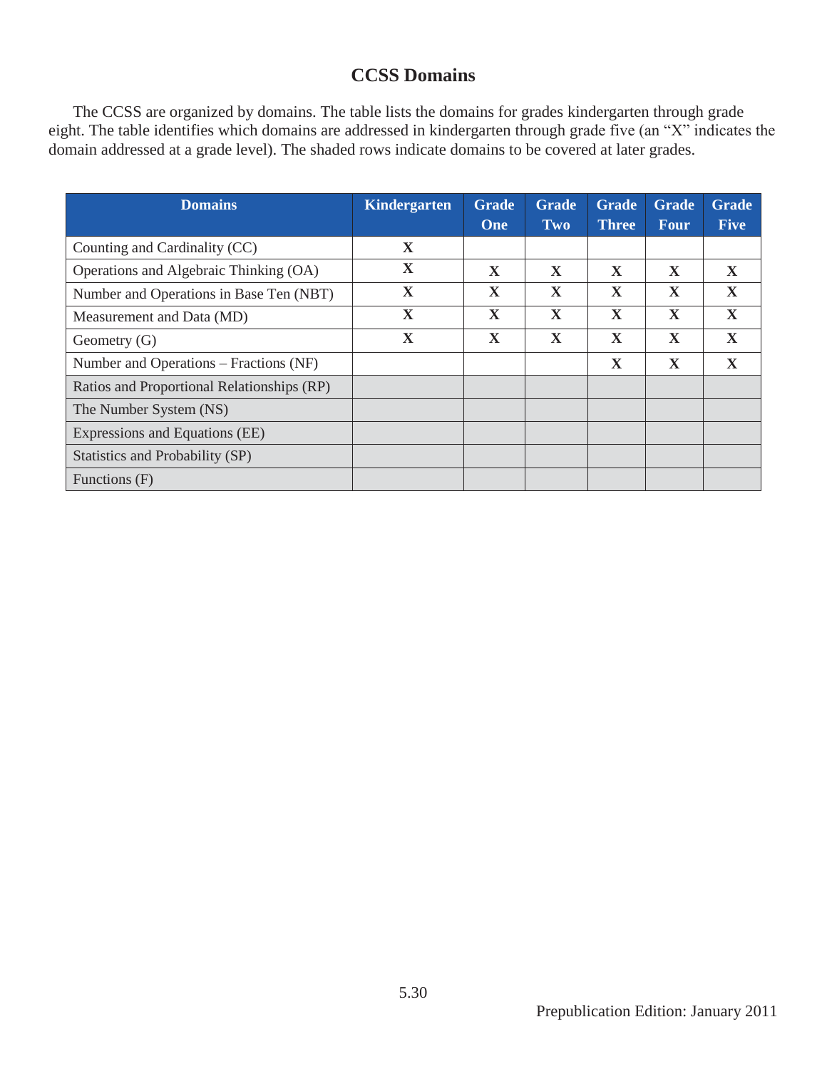## CCSS Domains

The CCSS are organized by domains. The table lists the domains for grades kindergarten through grade eight. The table identifies which domains are addressed in kindergarten through grade five (an "X" indicates the domain addressed at a grade level). The shaded rows indicate domains to be covered at later grades.

| Domains | Kindergarten | Grade One | Grade Two | Grade Three | Grade Four | Grade Five |
|---|---|---|---|---|---|---|
| Counting and Cardinality (CC) | X | | | | | |
| Operations and Algebraic Thinking (OA) | X | X | X | X | X | X |
| Number and Operations in Base Ten (NBT) | X | X | X | X | X | X |
| Measurement and Data (MD) | X | X | X | X | X | X |
| Geometry (G) | X | X | X | X | X | X |
| Number and Operations – Fractions (NF) | | | | X | X | X |
| Ratios and Proportional Relationships (RP) | | | | | | |
| The Number System (NS) | | | | | | |
| Expressions and Equations (EE) | | | | | | |
| Statistics and Probability (SP) | | | | | | |
| Functions (F) | | | | | | |